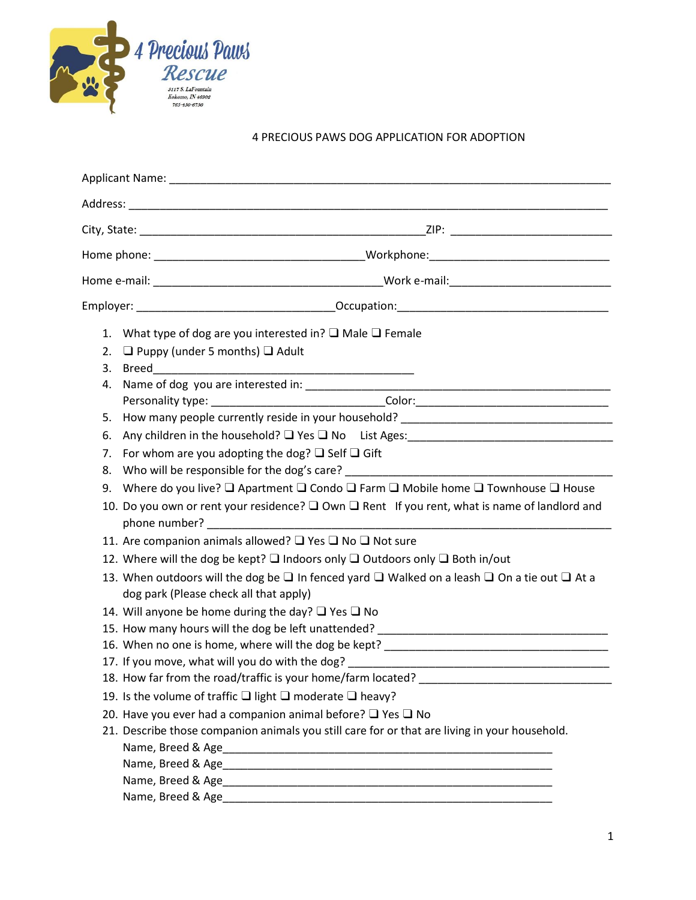4 Precious Paws Rescue
3117 S. LaFountain
Kokomo, IN 46902
765-430-6730

4 PRECIOUS PAWS DOG APPLICATION FOR ADOPTION

Applicant Name: ___________________________________________________________________

Address: _________________________________________________________________________

City, State: ____________________________________________ZIP: ________________________

Home phone: ________________________________Workphone:___________________________

Home e-mail: ___________________________________Work e-mail:________________________

Employer: _______________________________Occupation:_________________________________

1. What type of dog are you interested in? ❑ Male ❑ Female
2. ❑ Puppy (under 5 months) ❑ Adult
3. Breed__________________________________________
4. Name of dog you are interested in: ________________________________________________
   Personality type: ___________________________Color:______________________________
5. How many people currently reside in your household? _________________________________
6. Any children in the household? ❑ Yes ❑ No List Ages:________________________________
7. For whom are you adopting the dog? ❑ Self ❑ Gift
8. Who will be responsible for the dog's care? __________________________________________
9. Where do you live? ❑ Apartment ❑ Condo ❑ Farm ❑ Mobile home ❑ Townhouse ❑ House
10. Do you own or rent your residence? ❑ Own ❑ Rent If you rent, what is name of landlord and phone number? ________________________________________________________________
11. Are companion animals allowed? ❑ Yes ❑ No ❑ Not sure
12. Where will the dog be kept? ❑ Indoors only ❑ Outdoors only ❑ Both in/out
13. When outdoors will the dog be ❑ In fenced yard ❑ Walked on a leash ❑ On a tie out ❑ At a dog park (Please check all that apply)
14. Will anyone be home during the day? ❑ Yes ❑ No
15. How many hours will the dog be left unattended? ____________________________________
16. When no one is home, where will the dog be kept? ___________________________________
17. If you move, what will you do with the dog? ________________________________________
18. How far from the road/traffic is your home/farm located? ______________________________
19. Is the volume of traffic ❑ light ❑ moderate ❑ heavy?
20. Have you ever had a companion animal before? ❑ Yes ❑ No
21. Describe those companion animals you still care for or that are living in your household.
    Name, Breed & Age___________________________________________________
    Name, Breed & Age___________________________________________________
    Name, Breed & Age___________________________________________________
    Name, Breed & Age___________________________________________________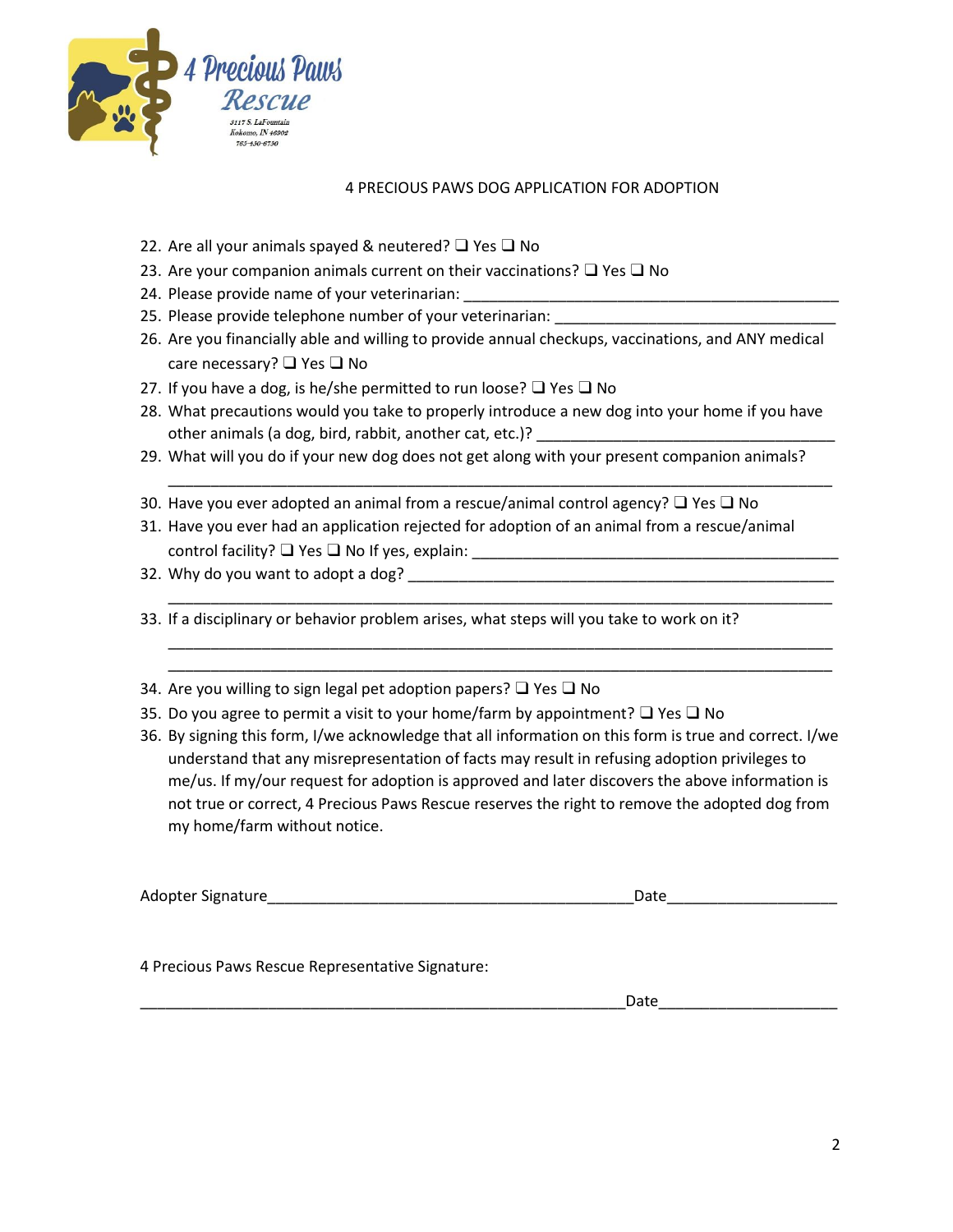4 Precious Paws Rescue
3117 S. LaFountain
Kokomo, IN 46902
765-450-6730

4 PRECIOUS PAWS DOG APPLICATION FOR ADOPTION

22. Are all your animals spayed & neutered? ❑ Yes ❑ No
23. Are your companion animals current on their vaccinations? ❑ Yes ❑ No
24. Please provide name of your veterinarian: ______________________________________________
25. Please provide telephone number of your veterinarian: _________________________________
26. Are you financially able and willing to provide annual checkups, vaccinations, and ANY medical care necessary? ❑ Yes ❑ No
27. If you have a dog, is he/she permitted to run loose? ❑ Yes ❑ No
28. What precautions would you take to properly introduce a new dog into your home if you have other animals (a dog, bird, rabbit, another cat, etc.)? _________________________________
29. What will you do if your new dog does not get along with your present companion animals? ______________________________________________________________________________
30. Have you ever adopted an animal from a rescue/animal control agency? ❑ Yes ❑ No
31. Have you ever had an application rejected for adoption of an animal from a rescue/animal control facility? ❑ Yes ❑ No If yes, explain: ___________________________________________
32. Why do you want to adopt a dog? ___________________________________________________ ______________________________________________________________________________
33. If a disciplinary or behavior problem arises, what steps will you take to work on it? ______________________________________________________________________________ ______________________________________________________________________________
34. Are you willing to sign legal pet adoption papers? ❑ Yes ❑ No
35. Do you agree to permit a visit to your home/farm by appointment? ❑ Yes ❑ No
36. By signing this form, I/we acknowledge that all information on this form is true and correct. I/we understand that any misrepresentation of facts may result in refusing adoption privileges to me/us. If my/our request for adoption is approved and later discovers the above information is not true or correct, 4 Precious Paws Rescue reserves the right to remove the adopted dog from my home/farm without notice.

Adopter Signature__________________________________________ Date___________________

4 Precious Paws Rescue Representative Signature:

__________________________________________________________ Date____________________